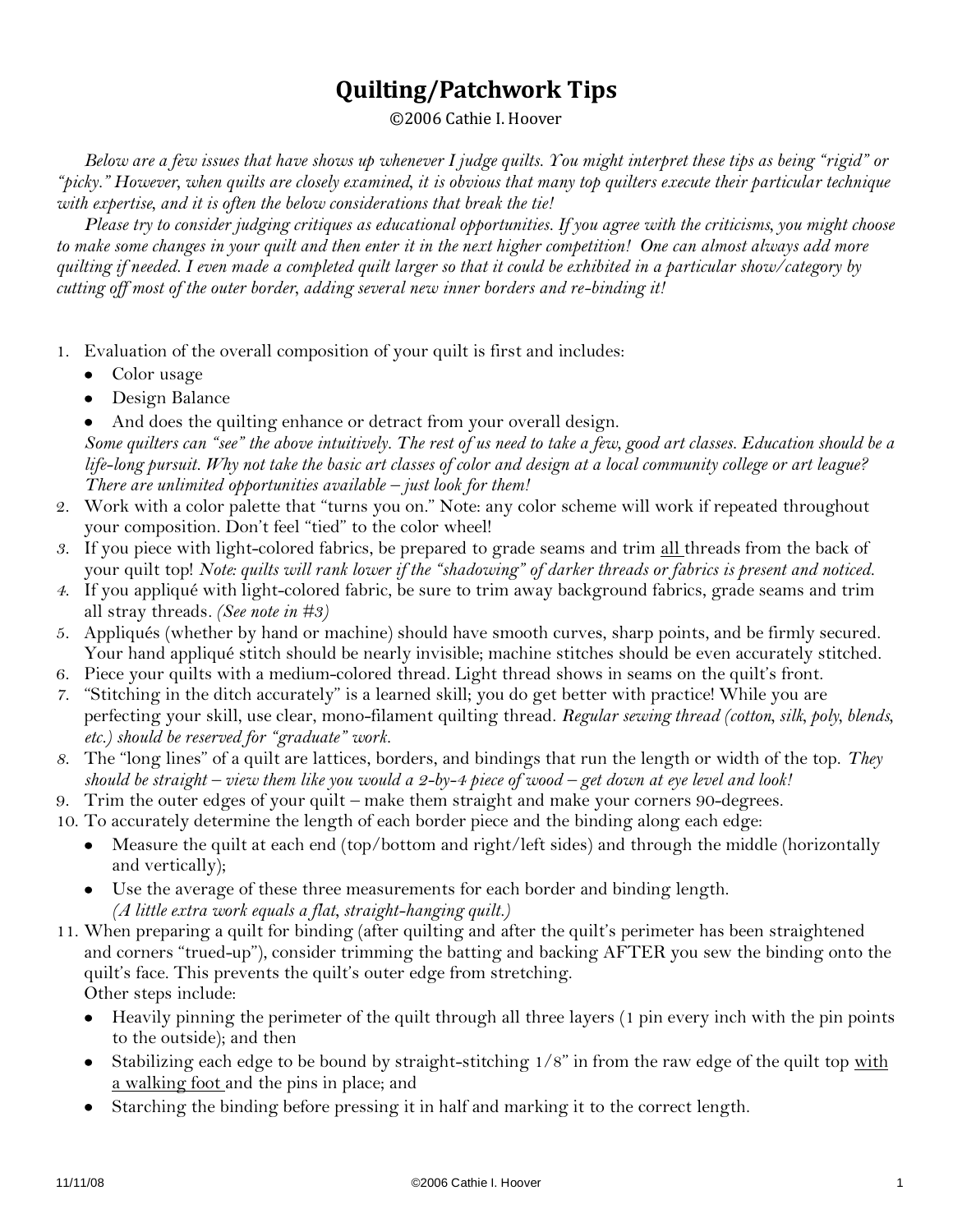# Quilting/Patchwork Tips

©2006 Cathie I. Hoover

*Below are a few issues that have shows up whenever I judge quilts. You might interpret these tips as being "rigid" or "picky." However, when quilts are closely examined, it is obvious that many top quilters execute their particular technique with expertise, and it is often the below considerations that break the tie!*

*Please try to consider judging critiques as educational opportunities. If you agree with the criticisms, you might choose to make some changes in your quilt and then enter it in the next higher competition! One can almost always add more quilting if needed. I even made a completed quilt larger so that it could be exhibited in a particular show/category by cutting off most of the outer border, adding several new inner borders and re-binding it!*

1. Evaluation of the overall composition of your quilt is first and includes:
   - Color usage
   - Design Balance
   - And does the quilting enhance or detract from your overall design.

   *Some quilters can "see" the above intuitively. The rest of us need to take a few, good art classes. Education should be a life-long pursuit. Why not take the basic art classes of color and design at a local community college or art league? There are unlimited opportunities available – just look for them!*
2. Work with a color palette that "turns you on." Note: any color scheme will work if repeated throughout your composition. Don't feel "tied" to the color wheel!
3. If you piece with light-colored fabrics, be prepared to grade seams and trim <u>all</u> threads from the back of your quilt top! *Note: quilts will rank lower if the "shadowing" of darker threads or fabrics is present and noticed.*
4. If you appliqué with light-colored fabric, be sure to trim away background fabrics, grade seams and trim all stray threads. *(See note in #3)*
5. Appliqués (whether by hand or machine) should have smooth curves, sharp points, and be firmly secured. Your hand appliqué stitch should be nearly invisible; machine stitches should be even accurately stitched.
6. Piece your quilts with a medium-colored thread. Light thread shows in seams on the quilt's front.
7. "Stitching in the ditch accurately" is a learned skill; you do get better with practice! While you are perfecting your skill, use clear, mono-filament quilting thread. *Regular sewing thread (cotton, silk, poly, blends, etc.) should be reserved for "graduate" work.*
8. The "long lines" of a quilt are lattices, borders, and bindings that run the length or width of the top. *They should be straight – view them like you would a 2-by-4 piece of wood – get down at eye level and look!*
9. Trim the outer edges of your quilt – make them straight and make your corners 90-degrees.
10. To accurately determine the length of each border piece and the binding along each edge:
    - Measure the quilt at each end (top/bottom and right/left sides) and through the middle (horizontally and vertically);
    - Use the average of these three measurements for each border and binding length.
      *(A little extra work equals a flat, straight-hanging quilt.)*
11. When preparing a quilt for binding (after quilting and after the quilt's perimeter has been straightened and corners "trued-up"), consider trimming the batting and backing AFTER you sew the binding onto the quilt's face. This prevents the quilt's outer edge from stretching.
    Other steps include:
    - Heavily pinning the perimeter of the quilt through all three layers (1 pin every inch with the pin points to the outside); and then
    - Stabilizing each edge to be bound by straight-stitching 1/8" in from the raw edge of the quilt top <u>with a walking foot</u> and the pins in place; and
    - Starching the binding before pressing it in half and marking it to the correct length.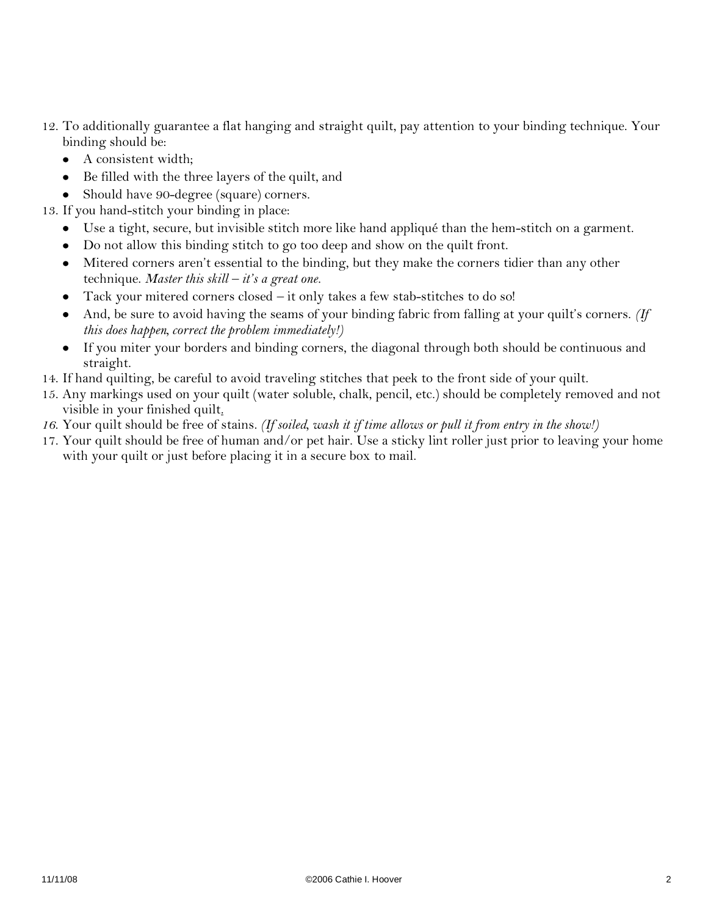12. To additionally guarantee a flat hanging and straight quilt, pay attention to your binding technique. Your binding should be:
    - A consistent width;
    - Be filled with the three layers of the quilt, and
    - Should have 90-degree (square) corners.
13. If you hand-stitch your binding in place:
    - Use a tight, secure, but invisible stitch more like hand appliqué than the hem-stitch on a garment.
    - Do not allow this binding stitch to go too deep and show on the quilt front.
    - Mitered corners aren't essential to the binding, but they make the corners tidier than any other technique. *Master this skill – it's a great one.*
    - Tack your mitered corners closed – it only takes a few stab-stitches to do so!
    - And, be sure to avoid having the seams of your binding fabric from falling at your quilt's corners. *(If this does happen, correct the problem immediately!)*
    - If you miter your borders and binding corners, the diagonal through both should be continuous and straight.
14. If hand quilting, be careful to avoid traveling stitches that peek to the front side of your quilt.
15. Any markings used on your quilt (water soluble, chalk, pencil, etc.) should be completely removed and not visible in your finished quilt.
16. Your quilt should be free of stains. *(If soiled, wash it if time allows or pull it from entry in the show!)*
17. Your quilt should be free of human and/or pet hair. Use a sticky lint roller just prior to leaving your home with your quilt or just before placing it in a secure box to mail.